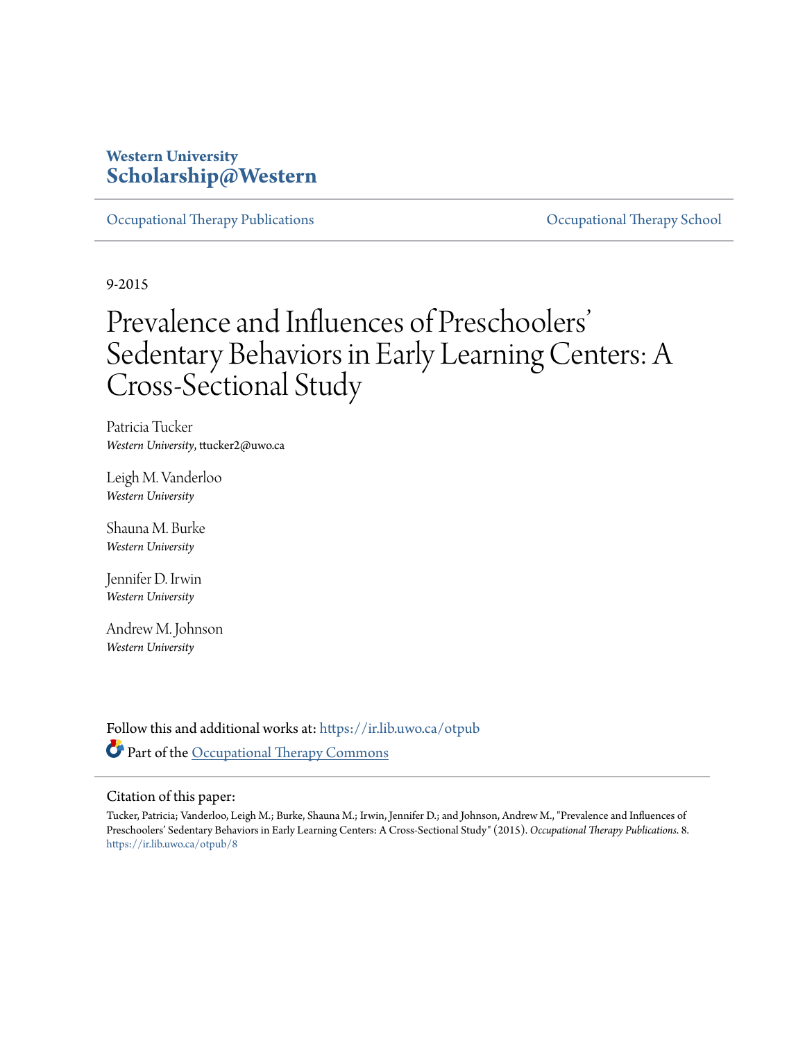Western University
**Scholarship@Western**

Occupational Therapy Publications | Occupational Therapy School

9-2015

# Prevalence and Influences of Preschoolers' Sedentary Behaviors in Early Learning Centers: A Cross-Sectional Study

Patricia Tucker
*Western University*, ttucker2@uwo.ca

Leigh M. Vanderloo
*Western University*

Shauna M. Burke
*Western University*

Jennifer D. Irwin
*Western University*

Andrew M. Johnson
*Western University*

Follow this and additional works at: https://ir.lib.uwo.ca/otpub

Part of the Occupational Therapy Commons

Citation of this paper:

Tucker, Patricia; Vanderloo, Leigh M.; Burke, Shauna M.; Irwin, Jennifer D.; and Johnson, Andrew M., "Prevalence and Influences of Preschoolers' Sedentary Behaviors in Early Learning Centers: A Cross-Sectional Study" (2015). *Occupational Therapy Publications*. 8.
https://ir.lib.uwo.ca/otpub/8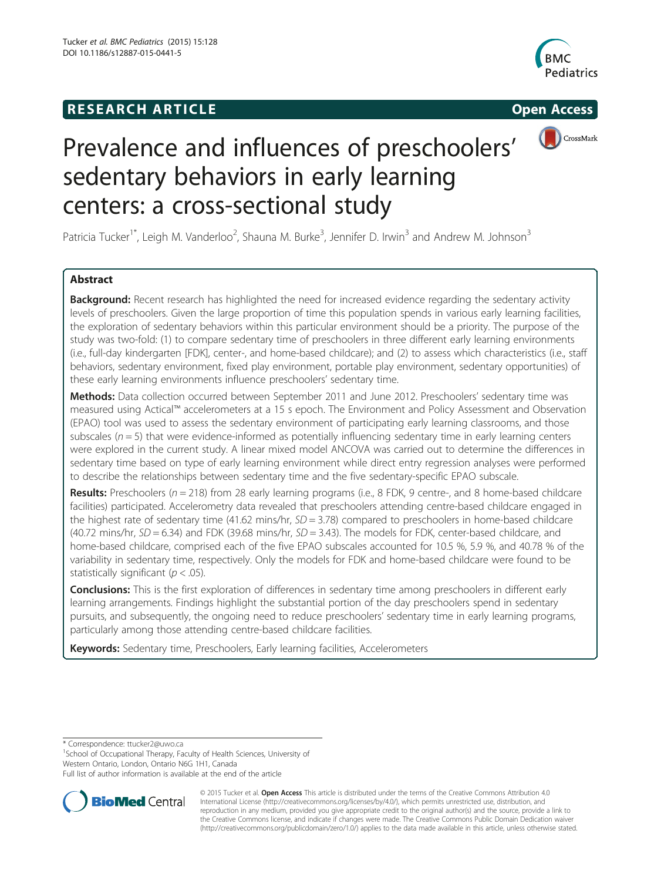# Prevalence and influences of preschoolers' sedentary behaviors in early learning centers: a cross-sectional study

Patricia Tucker[1*], Leigh M. Vanderloo[2], Shauna M. Burke[3], Jennifer D. Irwin[3] and Andrew M. Johnson[3]

## Abstract

**Background:** Recent research has highlighted the need for increased evidence regarding the sedentary activity levels of preschoolers. Given the large proportion of time this population spends in various early learning facilities, the exploration of sedentary behaviors within this particular environment should be a priority. The purpose of the study was two-fold: (1) to compare sedentary time of preschoolers in three different early learning environments (i.e., full-day kindergarten [FDK], center-, and home-based childcare); and (2) to assess which characteristics (i.e., staff behaviors, sedentary environment, fixed play environment, portable play environment, sedentary opportunities) of these early learning environments influence preschoolers' sedentary time.

**Methods:** Data collection occurred between September 2011 and June 2012. Preschoolers' sedentary time was measured using Actical™ accelerometers at a 15 s epoch. The Environment and Policy Assessment and Observation (EPAO) tool was used to assess the sedentary environment of participating early learning classrooms, and those subscales ($n = 5$) that were evidence-informed as potentially influencing sedentary time in early learning centers were explored in the current study. A linear mixed model ANCOVA was carried out to determine the differences in sedentary time based on type of early learning environment while direct entry regression analyses were performed to describe the relationships between sedentary time and the five sedentary-specific EPAO subscale.

**Results:** Preschoolers ($n = 218$) from 28 early learning programs (i.e., 8 FDK, 9 centre-, and 8 home-based childcare facilities) participated. Accelerometry data revealed that preschoolers attending centre-based childcare engaged in the highest rate of sedentary time (41.62 mins/hr, $SD = 3.78$) compared to preschoolers in home-based childcare (40.72 mins/hr, $SD = 6.34$) and FDK (39.68 mins/hr, $SD = 3.43$). The models for FDK, center-based childcare, and home-based childcare, comprised each of the five EPAO subscales accounted for 10.5 %, 5.9 %, and 40.78 % of the variability in sedentary time, respectively. Only the models for FDK and home-based childcare were found to be statistically significant ($p < .05$).

**Conclusions:** This is the first exploration of differences in sedentary time among preschoolers in different early learning arrangements. Findings highlight the substantial portion of the day preschoolers spend in sedentary pursuits, and subsequently, the ongoing need to reduce preschoolers' sedentary time in early learning programs, particularly among those attending centre-based childcare facilities.

**Keywords:** Sedentary time, Preschoolers, Early learning facilities, Accelerometers

\* Correspondence: ttucker2@uwo.ca

[1]School of Occupational Therapy, Faculty of Health Sciences, University of Western Ontario, London, Ontario N6G 1H1, Canada

Full list of author information is available at the end of the article

© 2015 Tucker et al. **Open Access** This article is distributed under the terms of the Creative Commons Attribution 4.0 International License (http://creativecommons.org/licenses/by/4.0/), which permits unrestricted use, distribution, and reproduction in any medium, provided you give appropriate credit to the original author(s) and the source, provide a link to the Creative Commons license, and indicate if changes were made. The Creative Commons Public Domain Dedication waiver (http://creativecommons.org/publicdomain/zero/1.0/) applies to the data made available in this article, unless otherwise stated.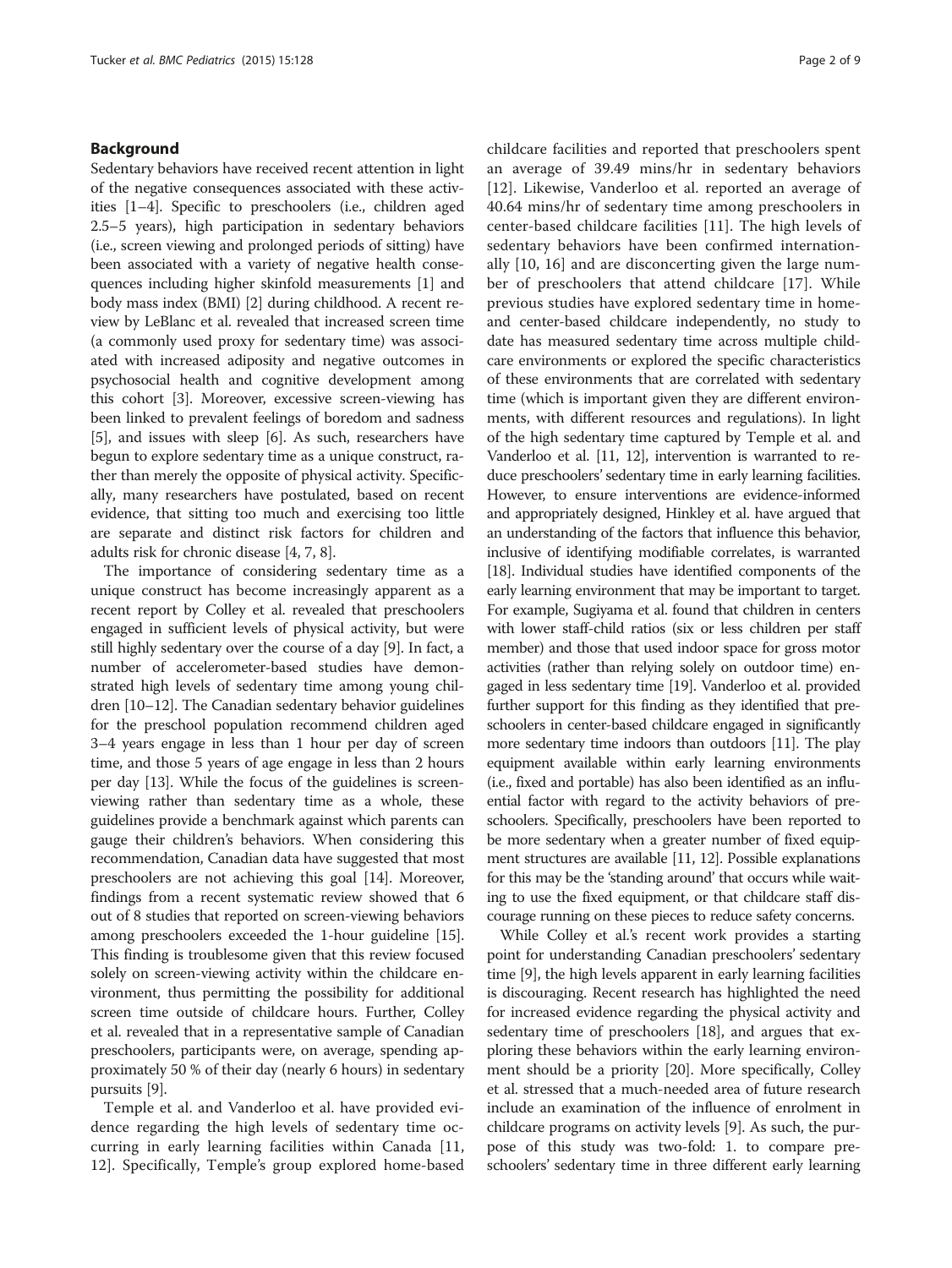## Background

Sedentary behaviors have received recent attention in light of the negative consequences associated with these activities [1–4]. Specific to preschoolers (i.e., children aged 2.5–5 years), high participation in sedentary behaviors (i.e., screen viewing and prolonged periods of sitting) have been associated with a variety of negative health consequences including higher skinfold measurements [1] and body mass index (BMI) [2] during childhood. A recent review by LeBlanc et al. revealed that increased screen time (a commonly used proxy for sedentary time) was associated with increased adiposity and negative outcomes in psychosocial health and cognitive development among this cohort [3]. Moreover, excessive screen-viewing has been linked to prevalent feelings of boredom and sadness [5], and issues with sleep [6]. As such, researchers have begun to explore sedentary time as a unique construct, rather than merely the opposite of physical activity. Specifically, many researchers have postulated, based on recent evidence, that sitting too much and exercising too little are separate and distinct risk factors for children and adults risk for chronic disease [4, 7, 8].

The importance of considering sedentary time as a unique construct has become increasingly apparent as a recent report by Colley et al. revealed that preschoolers engaged in sufficient levels of physical activity, but were still highly sedentary over the course of a day [9]. In fact, a number of accelerometer-based studies have demonstrated high levels of sedentary time among young children [10–12]. The Canadian sedentary behavior guidelines for the preschool population recommend children aged 3–4 years engage in less than 1 hour per day of screen time, and those 5 years of age engage in less than 2 hours per day [13]. While the focus of the guidelines is screen-viewing rather than sedentary time as a whole, these guidelines provide a benchmark against which parents can gauge their children's behaviors. When considering this recommendation, Canadian data have suggested that most preschoolers are not achieving this goal [14]. Moreover, findings from a recent systematic review showed that 6 out of 8 studies that reported on screen-viewing behaviors among preschoolers exceeded the 1-hour guideline [15]. This finding is troublesome given that this review focused solely on screen-viewing activity within the childcare environment, thus permitting the possibility for additional screen time outside of childcare hours. Further, Colley et al. revealed that in a representative sample of Canadian preschoolers, participants were, on average, spending approximately 50 % of their day (nearly 6 hours) in sedentary pursuits [9].

Temple et al. and Vanderloo et al. have provided evidence regarding the high levels of sedentary time occurring in early learning facilities within Canada [11, 12]. Specifically, Temple's group explored home-based childcare facilities and reported that preschoolers spent an average of 39.49 mins/hr in sedentary behaviors [12]. Likewise, Vanderloo et al. reported an average of 40.64 mins/hr of sedentary time among preschoolers in center-based childcare facilities [11]. The high levels of sedentary behaviors have been confirmed internationally [10, 16] and are disconcerting given the large number of preschoolers that attend childcare [17]. While previous studies have explored sedentary time in home- and center-based childcare independently, no study to date has measured sedentary time across multiple childcare environments or explored the specific characteristics of these environments that are correlated with sedentary time (which is important given they are different environments, with different resources and regulations). In light of the high sedentary time captured by Temple et al. and Vanderloo et al. [11, 12], intervention is warranted to reduce preschoolers' sedentary time in early learning facilities. However, to ensure interventions are evidence-informed and appropriately designed, Hinkley et al. have argued that an understanding of the factors that influence this behavior, inclusive of identifying modifiable correlates, is warranted [18]. Individual studies have identified components of the early learning environment that may be important to target. For example, Sugiyama et al. found that children in centers with lower staff-child ratios (six or less children per staff member) and those that used indoor space for gross motor activities (rather than relying solely on outdoor time) engaged in less sedentary time [19]. Vanderloo et al. provided further support for this finding as they identified that preschoolers in center-based childcare engaged in significantly more sedentary time indoors than outdoors [11]. The play equipment available within early learning environments (i.e., fixed and portable) has also been identified as an influential factor with regard to the activity behaviors of preschoolers. Specifically, preschoolers have been reported to be more sedentary when a greater number of fixed equipment structures are available [11, 12]. Possible explanations for this may be the 'standing around' that occurs while waiting to use the fixed equipment, or that childcare staff discourage running on these pieces to reduce safety concerns.

While Colley et al.'s recent work provides a starting point for understanding Canadian preschoolers' sedentary time [9], the high levels apparent in early learning facilities is discouraging. Recent research has highlighted the need for increased evidence regarding the physical activity and sedentary time of preschoolers [18], and argues that exploring these behaviors within the early learning environment should be a priority [20]. More specifically, Colley et al. stressed that a much-needed area of future research include an examination of the influence of enrolment in childcare programs on activity levels [9]. As such, the purpose of this study was two-fold: 1. to compare preschoolers' sedentary time in three different early learning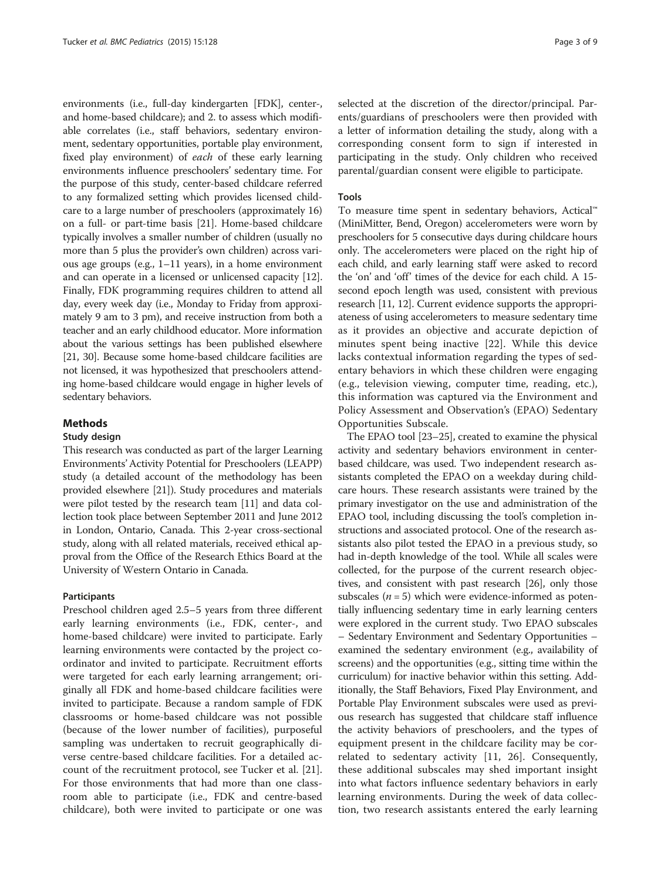environments (i.e., full-day kindergarten [FDK], center-, and home-based childcare); and 2. to assess which modifiable correlates (i.e., staff behaviors, sedentary environment, sedentary opportunities, portable play environment, fixed play environment) of *each* of these early learning environments influence preschoolers' sedentary time. For the purpose of this study, center-based childcare referred to any formalized setting which provides licensed childcare to a large number of preschoolers (approximately 16) on a full- or part-time basis [21]. Home-based childcare typically involves a smaller number of children (usually no more than 5 plus the provider's own children) across various age groups (e.g., 1–11 years), in a home environment and can operate in a licensed or unlicensed capacity [12]. Finally, FDK programming requires children to attend all day, every week day (i.e., Monday to Friday from approximately 9 am to 3 pm), and receive instruction from both a teacher and an early childhood educator. More information about the various settings has been published elsewhere [21, 30]. Because some home-based childcare facilities are not licensed, it was hypothesized that preschoolers attending home-based childcare would engage in higher levels of sedentary behaviors.

## Methods

### Study design

This research was conducted as part of the larger Learning Environments' Activity Potential for Preschoolers (LEAPP) study (a detailed account of the methodology has been provided elsewhere [21]). Study procedures and materials were pilot tested by the research team [11] and data collection took place between September 2011 and June 2012 in London, Ontario, Canada. This 2-year cross-sectional study, along with all related materials, received ethical approval from the Office of the Research Ethics Board at the University of Western Ontario in Canada.

### Participants

Preschool children aged 2.5–5 years from three different early learning environments (i.e., FDK, center-, and home-based childcare) were invited to participate. Early learning environments were contacted by the project coordinator and invited to participate. Recruitment efforts were targeted for each early learning arrangement; originally all FDK and home-based childcare facilities were invited to participate. Because a random sample of FDK classrooms or home-based childcare was not possible (because of the lower number of facilities), purposeful sampling was undertaken to recruit geographically diverse centre-based childcare facilities. For a detailed account of the recruitment protocol, see Tucker et al. [21]. For those environments that had more than one classroom able to participate (i.e., FDK and centre-based childcare), both were invited to participate or one was selected at the discretion of the director/principal. Parents/guardians of preschoolers were then provided with a letter of information detailing the study, along with a corresponding consent form to sign if interested in participating in the study. Only children who received parental/guardian consent were eligible to participate.

### Tools

To measure time spent in sedentary behaviors, Actical™ (MiniMitter, Bend, Oregon) accelerometers were worn by preschoolers for 5 consecutive days during childcare hours only. The accelerometers were placed on the right hip of each child, and early learning staff were asked to record the 'on' and 'off' times of the device for each child. A 15-second epoch length was used, consistent with previous research [11, 12]. Current evidence supports the appropriateness of using accelerometers to measure sedentary time as it provides an objective and accurate depiction of minutes spent being inactive [22]. While this device lacks contextual information regarding the types of sedentary behaviors in which these children were engaging (e.g., television viewing, computer time, reading, etc.), this information was captured via the Environment and Policy Assessment and Observation's (EPAO) Sedentary Opportunities Subscale.

The EPAO tool [23–25], created to examine the physical activity and sedentary behaviors environment in center-based childcare, was used. Two independent research assistants completed the EPAO on a weekday during childcare hours. These research assistants were trained by the primary investigator on the use and administration of the EPAO tool, including discussing the tool's completion instructions and associated protocol. One of the research assistants also pilot tested the EPAO in a previous study, so had in-depth knowledge of the tool. While all scales were collected, for the purpose of the current research objectives, and consistent with past research [26], only those subscales ($n = 5$) which were evidence-informed as potentially influencing sedentary time in early learning centers were explored in the current study. Two EPAO subscales – Sedentary Environment and Sedentary Opportunities – examined the sedentary environment (e.g., availability of screens) and the opportunities (e.g., sitting time within the curriculum) for inactive behavior within this setting. Additionally, the Staff Behaviors, Fixed Play Environment, and Portable Play Environment subscales were used as previous research has suggested that childcare staff influence the activity behaviors of preschoolers, and the types of equipment present in the childcare facility may be correlated to sedentary activity [11, 26]. Consequently, these additional subscales may shed important insight into what factors influence sedentary behaviors in early learning environments. During the week of data collection, two research assistants entered the early learning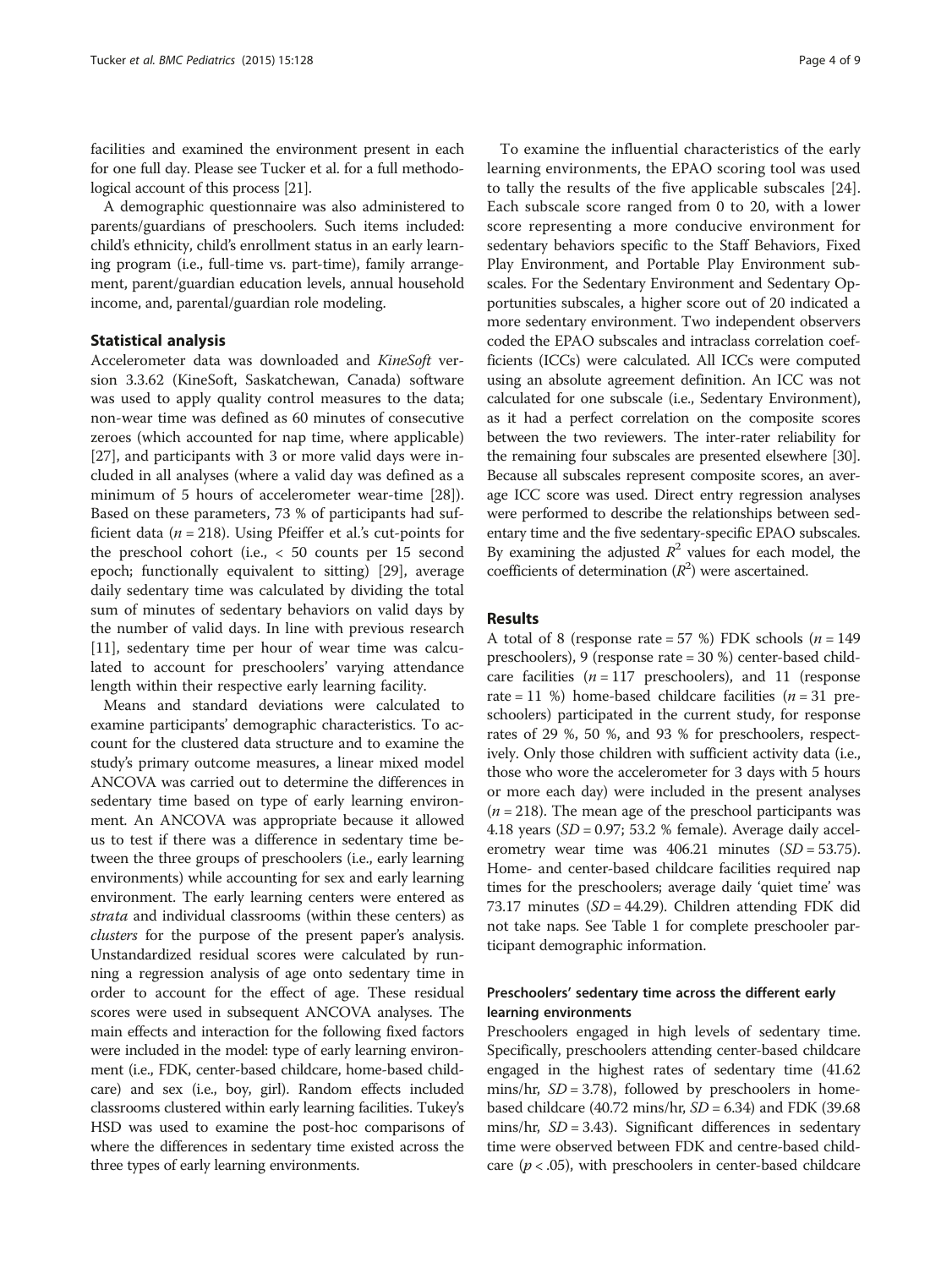facilities and examined the environment present in each for one full day. Please see Tucker et al. for a full methodological account of this process [21].

A demographic questionnaire was also administered to parents/guardians of preschoolers. Such items included: child's ethnicity, child's enrollment status in an early learning program (i.e., full-time vs. part-time), family arrangement, parent/guardian education levels, annual household income, and, parental/guardian role modeling.

### Statistical analysis

Accelerometer data was downloaded and *KineSoft* version 3.3.62 (KineSoft, Saskatchewan, Canada) software was used to apply quality control measures to the data; non-wear time was defined as 60 minutes of consecutive zeroes (which accounted for nap time, where applicable) [27], and participants with 3 or more valid days were included in all analyses (where a valid day was defined as a minimum of 5 hours of accelerometer wear-time [28]). Based on these parameters, 73 % of participants had sufficient data ($n = 218$). Using Pfeiffer et al.'s cut-points for the preschool cohort (i.e., < 50 counts per 15 second epoch; functionally equivalent to sitting) [29], average daily sedentary time was calculated by dividing the total sum of minutes of sedentary behaviors on valid days by the number of valid days. In line with previous research [11], sedentary time per hour of wear time was calculated to account for preschoolers' varying attendance length within their respective early learning facility.

Means and standard deviations were calculated to examine participants' demographic characteristics. To account for the clustered data structure and to examine the study's primary outcome measures, a linear mixed model ANCOVA was carried out to determine the differences in sedentary time based on type of early learning environment. An ANCOVA was appropriate because it allowed us to test if there was a difference in sedentary time between the three groups of preschoolers (i.e., early learning environments) while accounting for sex and early learning environment. The early learning centers were entered as *strata* and individual classrooms (within these centers) as *clusters* for the purpose of the present paper's analysis. Unstandardized residual scores were calculated by running a regression analysis of age onto sedentary time in order to account for the effect of age. These residual scores were used in subsequent ANCOVA analyses. The main effects and interaction for the following fixed factors were included in the model: type of early learning environment (i.e., FDK, center-based childcare, home-based childcare) and sex (i.e., boy, girl). Random effects included classrooms clustered within early learning facilities. Tukey's HSD was used to examine the post-hoc comparisons of where the differences in sedentary time existed across the three types of early learning environments.

To examine the influential characteristics of the early learning environments, the EPAO scoring tool was used to tally the results of the five applicable subscales [24]. Each subscale score ranged from 0 to 20, with a lower score representing a more conducive environment for sedentary behaviors specific to the Staff Behaviors, Fixed Play Environment, and Portable Play Environment subscales. For the Sedentary Environment and Sedentary Opportunities subscales, a higher score out of 20 indicated a more sedentary environment. Two independent observers coded the EPAO subscales and intraclass correlation coefficients (ICCs) were calculated. All ICCs were computed using an absolute agreement definition. An ICC was not calculated for one subscale (i.e., Sedentary Environment), as it had a perfect correlation on the composite scores between the two reviewers. The inter-rater reliability for the remaining four subscales are presented elsewhere [30]. Because all subscales represent composite scores, an average ICC score was used. Direct entry regression analyses were performed to describe the relationships between sedentary time and the five sedentary-specific EPAO subscales. By examining the adjusted $R^2$ values for each model, the coefficients of determination ($R^2$) were ascertained.

## Results

A total of 8 (response rate = 57 %) FDK schools ($n = 149$ preschoolers), 9 (response rate = 30 %) center-based childcare facilities ($n = 117$ preschoolers), and 11 (response rate = 11 %) home-based childcare facilities ($n = 31$ preschoolers) participated in the current study, for response rates of 29 %, 50 %, and 93 % for preschoolers, respectively. Only those children with sufficient activity data (i.e., those who wore the accelerometer for 3 days with 5 hours or more each day) were included in the present analyses ($n = 218$). The mean age of the preschool participants was 4.18 years ($SD = 0.97$; 53.2 % female). Average daily accelerometry wear time was 406.21 minutes ($SD = 53.75$). Home- and center-based childcare facilities required nap times for the preschoolers; average daily 'quiet time' was 73.17 minutes ($SD = 44.29$). Children attending FDK did not take naps. See Table 1 for complete preschooler participant demographic information.

### Preschoolers' sedentary time across the different early learning environments

Preschoolers engaged in high levels of sedentary time. Specifically, preschoolers attending center-based childcare engaged in the highest rates of sedentary time (41.62 mins/hr, $SD = 3.78$), followed by preschoolers in home-based childcare (40.72 mins/hr, $SD = 6.34$) and FDK (39.68 mins/hr, $SD = 3.43$). Significant differences in sedentary time were observed between FDK and centre-based childcare ($p < .05$), with preschoolers in center-based childcare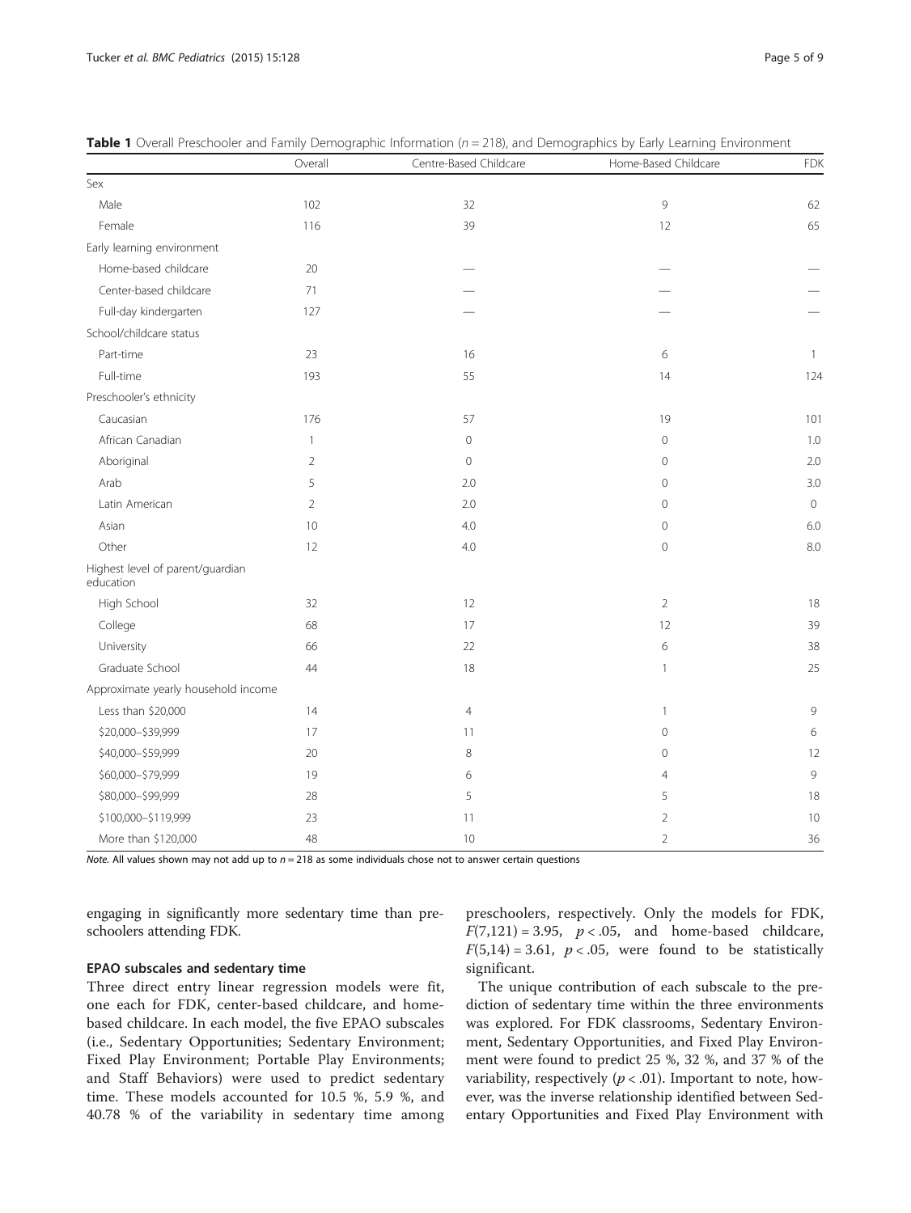**Table 1** Overall Preschooler and Family Demographic Information ($n = 218$), and Demographics by Early Learning Environment

| | Overall | Centre-Based Childcare | Home-Based Childcare | FDK |
|---|---|---|---|---|
| Sex | | | | |
| Male | 102 | 32 | 9 | 62 |
| Female | 116 | 39 | 12 | 65 |
| Early learning environment | | | | |
| Home-based childcare | 20 | — | — | — |
| Center-based childcare | 71 | — | — | — |
| Full-day kindergarten | 127 | — | — | — |
| School/childcare status | | | | |
| Part-time | 23 | 16 | 6 | 1 |
| Full-time | 193 | 55 | 14 | 124 |
| Preschooler's ethnicity | | | | |
| Caucasian | 176 | 57 | 19 | 101 |
| African Canadian | 1 | 0 | 0 | 1.0 |
| Aboriginal | 2 | 0 | 0 | 2.0 |
| Arab | 5 | 2.0 | 0 | 3.0 |
| Latin American | 2 | 2.0 | 0 | 0 |
| Asian | 10 | 4.0 | 0 | 6.0 |
| Other | 12 | 4.0 | 0 | 8.0 |
| Highest level of parent/guardian education | | | | |
| High School | 32 | 12 | 2 | 18 |
| College | 68 | 17 | 12 | 39 |
| University | 66 | 22 | 6 | 38 |
| Graduate School | 44 | 18 | 1 | 25 |
| Approximate yearly household income | | | | |
| Less than \$20,000 | 14 | 4 | 1 | 9 |
| \$20,000–\$39,999 | 17 | 11 | 0 | 6 |
| \$40,000–\$59,999 | 20 | 8 | 0 | 12 |
| \$60,000–\$79,999 | 19 | 6 | 4 | 9 |
| \$80,000–\$99,999 | 28 | 5 | 5 | 18 |
| \$100,000–\$119,999 | 23 | 11 | 2 | 10 |
| More than \$120,000 | 48 | 10 | 2 | 36 |

*Note.* All values shown may not add up to $n = 218$ as some individuals chose not to answer certain questions

engaging in significantly more sedentary time than preschoolers attending FDK.

### EPAO subscales and sedentary time

Three direct entry linear regression models were fit, one each for FDK, center-based childcare, and home-based childcare. In each model, the five EPAO subscales (i.e., Sedentary Opportunities; Sedentary Environment; Fixed Play Environment; Portable Play Environments; and Staff Behaviors) were used to predict sedentary time. These models accounted for 10.5 %, 5.9 %, and 40.78 % of the variability in sedentary time among preschoolers, respectively. Only the models for FDK, $F(7,121) = 3.95$, $p < .05$, and home-based childcare, $F(5,14) = 3.61$, $p < .05$, were found to be statistically significant.

The unique contribution of each subscale to the prediction of sedentary time within the three environments was explored. For FDK classrooms, Sedentary Environment, Sedentary Opportunities, and Fixed Play Environment were found to predict 25 %, 32 %, and 37 % of the variability, respectively ($p < .01$). Important to note, however, was the inverse relationship identified between Sedentary Opportunities and Fixed Play Environment with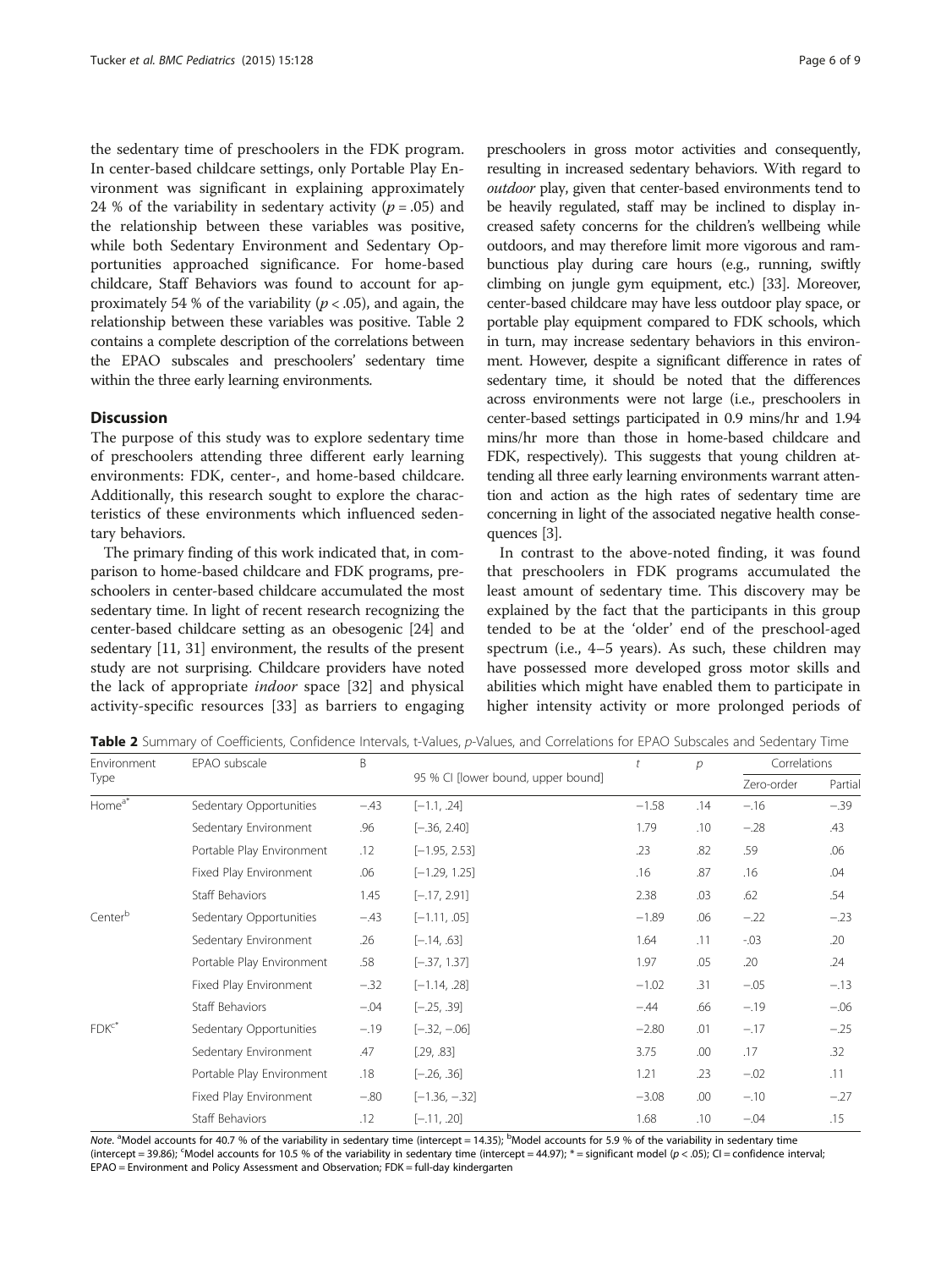the sedentary time of preschoolers in the FDK program. In center-based childcare settings, only Portable Play Environment was significant in explaining approximately 24 % of the variability in sedentary activity ($p = .05$) and the relationship between these variables was positive, while both Sedentary Environment and Sedentary Opportunities approached significance. For home-based childcare, Staff Behaviors was found to account for approximately 54 % of the variability ($p < .05$), and again, the relationship between these variables was positive. Table 2 contains a complete description of the correlations between the EPAO subscales and preschoolers' sedentary time within the three early learning environments.

## Discussion

The purpose of this study was to explore sedentary time of preschoolers attending three different early learning environments: FDK, center-, and home-based childcare. Additionally, this research sought to explore the characteristics of these environments which influenced sedentary behaviors.

The primary finding of this work indicated that, in comparison to home-based childcare and FDK programs, preschoolers in center-based childcare accumulated the most sedentary time. In light of recent research recognizing the center-based childcare setting as an obesogenic [24] and sedentary [11, 31] environment, the results of the present study are not surprising. Childcare providers have noted the lack of appropriate *indoor* space [32] and physical activity-specific resources [33] as barriers to engaging preschoolers in gross motor activities and consequently, resulting in increased sedentary behaviors. With regard to *outdoor* play, given that center-based environments tend to be heavily regulated, staff may be inclined to display increased safety concerns for the children's wellbeing while outdoors, and may therefore limit more vigorous and rambunctious play during care hours (e.g., running, swiftly climbing on jungle gym equipment, etc.) [33]. Moreover, center-based childcare may have less outdoor play space, or portable play equipment compared to FDK schools, which in turn, may increase sedentary behaviors in this environment. However, despite a significant difference in rates of sedentary time, it should be noted that the differences across environments were not large (i.e., preschoolers in center-based settings participated in 0.9 mins/hr and 1.94 mins/hr more than those in home-based childcare and FDK, respectively). This suggests that young children attending all three early learning environments warrant attention and action as the high rates of sedentary time are concerning in light of the associated negative health consequences [3].

In contrast to the above-noted finding, it was found that preschoolers in FDK programs accumulated the least amount of sedentary time. This discovery may be explained by the fact that the participants in this group tended to be at the 'older' end of the preschool-aged spectrum (i.e., 4–5 years). As such, these children may have possessed more developed gross motor skills and abilities which might have enabled them to participate in higher intensity activity or more prolonged periods of

**Table 2** Summary of Coefficients, Confidence Intervals, t-Values, p-Values, and Correlations for EPAO Subscales and Sedentary Time

| Environment Type | EPAO subscale | B | 95 % CI [lower bound, upper bound] | t | p | Correlations | |
|---|---|---|---|---|---|---|---|
| | | | | | | Zero-order | Partial |
| Home[a*] | Sedentary Opportunities | −.43 | [−1.1, .24] | −1.58 | .14 | −.16 | −.39 |
| | Sedentary Environment | .96 | [−.36, 2.40] | 1.79 | .10 | −.28 | .43 |
| | Portable Play Environment | .12 | [−1.95, 2.53] | .23 | .82 | .59 | .06 |
| | Fixed Play Environment | .06 | [−1.29, 1.25] | .16 | .87 | .16 | .04 |
| | Staff Behaviors | 1.45 | [−.17, 2.91] | 2.38 | .03 | .62 | .54 |
| Center[b] | Sedentary Opportunities | −.43 | [−1.11, .05] | −1.89 | .06 | −.22 | −.23 |
| | Sedentary Environment | .26 | [−.14, .63] | 1.64 | .11 | -.03 | .20 |
| | Portable Play Environment | .58 | [−.37, 1.37] | 1.97 | .05 | .20 | .24 |
| | Fixed Play Environment | −.32 | [−1.14, .28] | −1.02 | .31 | −.05 | −.13 |
| | Staff Behaviors | −.04 | [−.25, .39] | −.44 | .66 | −.19 | −.06 |
| FDK[c*] | Sedentary Opportunities | −.19 | [−.32, −.06] | −2.80 | .01 | −.17 | −.25 |
| | Sedentary Environment | .47 | [.29, .83] | 3.75 | .00 | .17 | .32 |
| | Portable Play Environment | .18 | [−.26, .36] | 1.21 | .23 | −.02 | .11 |
| | Fixed Play Environment | −.80 | [−1.36, −.32] | −3.08 | .00 | −.10 | −.27 |
| | Staff Behaviors | .12 | [−.11, .20] | 1.68 | .10 | −.04 | .15 |

*Note*. [a]Model accounts for 40.7 % of the variability in sedentary time (intercept = 14.35); [b]Model accounts for 5.9 % of the variability in sedentary time (intercept = 39.86); [c]Model accounts for 10.5 % of the variability in sedentary time (intercept = 44.97); * = significant model ($p < .05$); CI = confidence interval; EPAO = Environment and Policy Assessment and Observation; FDK = full-day kindergarten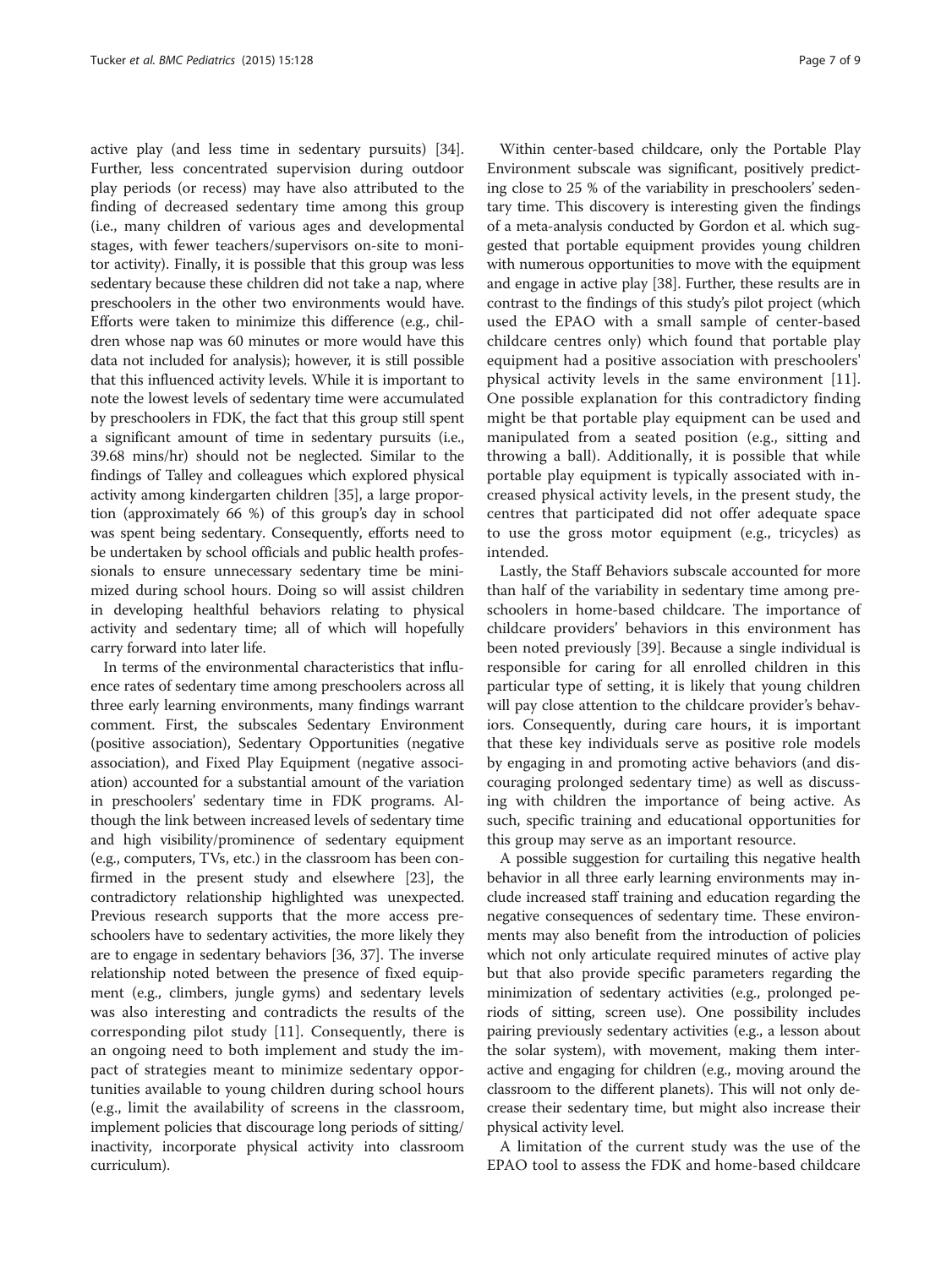active play (and less time in sedentary pursuits) [34]. Further, less concentrated supervision during outdoor play periods (or recess) may have also attributed to the finding of decreased sedentary time among this group (i.e., many children of various ages and developmental stages, with fewer teachers/supervisors on-site to monitor activity). Finally, it is possible that this group was less sedentary because these children did not take a nap, where preschoolers in the other two environments would have. Efforts were taken to minimize this difference (e.g., children whose nap was 60 minutes or more would have this data not included for analysis); however, it is still possible that this influenced activity levels. While it is important to note the lowest levels of sedentary time were accumulated by preschoolers in FDK, the fact that this group still spent a significant amount of time in sedentary pursuits (i.e., 39.68 mins/hr) should not be neglected. Similar to the findings of Talley and colleagues which explored physical activity among kindergarten children [35], a large proportion (approximately 66 %) of this group's day in school was spent being sedentary. Consequently, efforts need to be undertaken by school officials and public health professionals to ensure unnecessary sedentary time be minimized during school hours. Doing so will assist children in developing healthful behaviors relating to physical activity and sedentary time; all of which will hopefully carry forward into later life.

In terms of the environmental characteristics that influence rates of sedentary time among preschoolers across all three early learning environments, many findings warrant comment. First, the subscales Sedentary Environment (positive association), Sedentary Opportunities (negative association), and Fixed Play Equipment (negative association) accounted for a substantial amount of the variation in preschoolers' sedentary time in FDK programs. Although the link between increased levels of sedentary time and high visibility/prominence of sedentary equipment (e.g., computers, TVs, etc.) in the classroom has been confirmed in the present study and elsewhere [23], the contradictory relationship highlighted was unexpected. Previous research supports that the more access preschoolers have to sedentary activities, the more likely they are to engage in sedentary behaviors [36, 37]. The inverse relationship noted between the presence of fixed equipment (e.g., climbers, jungle gyms) and sedentary levels was also interesting and contradicts the results of the corresponding pilot study [11]. Consequently, there is an ongoing need to both implement and study the impact of strategies meant to minimize sedentary opportunities available to young children during school hours (e.g., limit the availability of screens in the classroom, implement policies that discourage long periods of sitting/inactivity, incorporate physical activity into classroom curriculum).

Within center-based childcare, only the Portable Play Environment subscale was significant, positively predicting close to 25 % of the variability in preschoolers' sedentary time. This discovery is interesting given the findings of a meta-analysis conducted by Gordon et al. which suggested that portable equipment provides young children with numerous opportunities to move with the equipment and engage in active play [38]. Further, these results are in contrast to the findings of this study's pilot project (which used the EPAO with a small sample of center-based childcare centres only) which found that portable play equipment had a positive association with preschoolers' physical activity levels in the same environment [11]. One possible explanation for this contradictory finding might be that portable play equipment can be used and manipulated from a seated position (e.g., sitting and throwing a ball). Additionally, it is possible that while portable play equipment is typically associated with increased physical activity levels, in the present study, the centres that participated did not offer adequate space to use the gross motor equipment (e.g., tricycles) as intended.

Lastly, the Staff Behaviors subscale accounted for more than half of the variability in sedentary time among preschoolers in home-based childcare. The importance of childcare providers' behaviors in this environment has been noted previously [39]. Because a single individual is responsible for caring for all enrolled children in this particular type of setting, it is likely that young children will pay close attention to the childcare provider's behaviors. Consequently, during care hours, it is important that these key individuals serve as positive role models by engaging in and promoting active behaviors (and discouraging prolonged sedentary time) as well as discussing with children the importance of being active. As such, specific training and educational opportunities for this group may serve as an important resource.

A possible suggestion for curtailing this negative health behavior in all three early learning environments may include increased staff training and education regarding the negative consequences of sedentary time. These environments may also benefit from the introduction of policies which not only articulate required minutes of active play but that also provide specific parameters regarding the minimization of sedentary activities (e.g., prolonged periods of sitting, screen use). One possibility includes pairing previously sedentary activities (e.g., a lesson about the solar system), with movement, making them interactive and engaging for children (e.g., moving around the classroom to the different planets). This will not only decrease their sedentary time, but might also increase their physical activity level.

A limitation of the current study was the use of the EPAO tool to assess the FDK and home-based childcare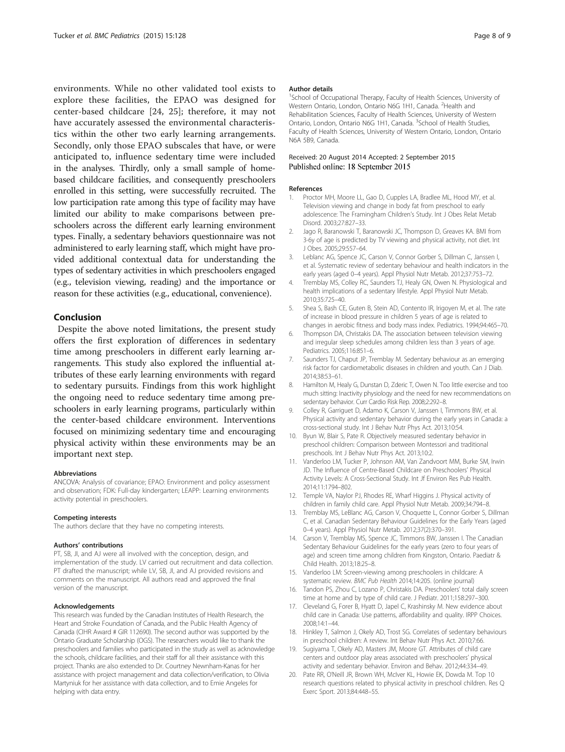environments. While no other validated tool exists to explore these facilities, the EPAO was designed for center-based childcare [24, 25]; therefore, it may not have accurately assessed the environmental characteristics within the other two early learning arrangements. Secondly, only those EPAO subscales that have, or were anticipated to, influence sedentary time were included in the analyses. Thirdly, only a small sample of home-based childcare facilities, and consequently preschoolers enrolled in this setting, were successfully recruited. The low participation rate among this type of facility may have limited our ability to make comparisons between preschoolers across the different early learning environment types. Finally, a sedentary behaviors questionnaire was not administered to early learning staff, which might have provided additional contextual data for understanding the types of sedentary activities in which preschoolers engaged (e.g., television viewing, reading) and the importance or reason for these activities (e.g., educational, convenience).

## Conclusion

Despite the above noted limitations, the present study offers the first exploration of differences in sedentary time among preschoolers in different early learning arrangements. This study also explored the influential attributes of these early learning environments with regard to sedentary pursuits. Findings from this work highlight the ongoing need to reduce sedentary time among preschoolers in early learning programs, particularly within the center-based childcare environment. Interventions focused on minimizing sedentary time and encouraging physical activity within these environments may be an important next step.

#### Abbreviations

ANCOVA: Analysis of covariance; EPAO: Environment and policy assessment and observation; FDK: Full-day kindergarten; LEAPP: Learning environments activity potential in preschoolers.

#### Competing interests

The authors declare that they have no competing interests.

#### Authors' contributions

PT, SB, JI, and AJ were all involved with the conception, design, and implementation of the study. LV carried out recruitment and data collection. PT drafted the manuscript; while LV, SB, JI, and AJ provided revisions and comments on the manuscript. All authors read and approved the final version of the manuscript.

#### Acknowledgements

This research was funded by the Canadian Institutes of Health Research, the Heart and Stroke Foundation of Canada, and the Public Health Agency of Canada (CIHR Award # GIR 112690). The second author was supported by the Ontario Graduate Scholarship (OGS). The researchers would like to thank the preschoolers and families who participated in the study as well as acknowledge the schools, childcare facilities, and their staff for all their assistance with this project. Thanks are also extended to Dr. Courtney Newnham-Kanas for her assistance with project management and data collection/verification, to Olivia Martyniuk for her assistance with data collection, and to Emie Angeles for helping with data entry.

#### Author details

[1]School of Occupational Therapy, Faculty of Health Sciences, University of Western Ontario, London, Ontario N6G 1H1, Canada. [2]Health and Rehabilitation Sciences, Faculty of Health Sciences, University of Western Ontario, London, Ontario N6G 1H1, Canada. [3]School of Health Studies, Faculty of Health Sciences, University of Western Ontario, London, Ontario N6A 5B9, Canada.

Received: 20 August 2014 Accepted: 2 September 2015
Published online: 18 September 2015

#### References

1. Proctor MH, Moore LL, Gao D, Cupples LA, Bradlee ML, Hood MY, et al. Television viewing and change in body fat from preschool to early adolescence: The Framingham Children's Study. Int J Obes Relat Metab Disord. 2003;27:827–33.
2. Jago R, Baranowski T, Baranowski JC, Thompson D, Greaves KA. BMI from 3-6y of age is predicted by TV viewing and physical activity, not diet. Int J Obes. 2005;29:557–64.
3. Leblanc AG, Spence JC, Carson V, Connor Gorber S, Dillman C, Janssen I, et al. Systematic review of sedentary behaviour and health indicators in the early years (aged 0–4 years). Appl Physiol Nutr Metab. 2012;37:753–72.
4. Tremblay MS, Colley RC, Saunders TJ, Healy GN, Owen N. Physiological and health implications of a sedentary lifestyle. Appl Physiol Nutr Metab. 2010;35:725–40.
5. Shea S, Bash CE, Guten B, Stein AD, Contento IR, Irigoyen M, et al. The rate of increase in blood pressure in children 5 years of age is related to changes in aerobic fitness and body mass index. Pediatrics. 1994;94:465–70.
6. Thompson DA, Christakis DA. The association between television viewing and irregular sleep schedules among children less than 3 years of age. Pediatrics. 2005;116:851–6.
7. Saunders TJ, Chaput JP, Tremblay M. Sedentary behaviour as an emerging risk factor for cardiometabolic diseases in children and youth. Can J Diab. 2014;38:53–61.
8. Hamilton M, Healy G, Dunstan D, Zderic T, Owen N. Too little exercise and too much sitting: Inactivity physiology and the need for new recommendations on sedentary behavior. Curr Cardio Risk Rep. 2008;2:292–8.
9. Colley R, Garriguet D, Adamo K, Carson V, Janssen I, Timmons BW, et al. Physical activity and sedentary behavior during the early years in Canada: a cross-sectional study. Int J Behav Nutr Phys Act. 2013;10:54.
10. Byun W, Blair S, Pate R. Objectively measured sedentary behavior in preschool children: Comparison between Montessori and traditional preschools. Int J Behav Nutr Phys Act. 2013;10:2.
11. Vanderloo LM, Tucker P, Johnson AM, Van Zandvoort MM, Burke SM, Irwin JD. The Influence of Centre-Based Childcare on Preschoolers' Physical Activity Levels: A Cross-Sectional Study. Int Jf Environ Res Pub Health. 2014;11:1794–802.
12. Temple VA, Naylor PJ, Rhodes RE, Wharf Higgins J. Physical activity of children in family child care. Appl Physiol Nutr Metab. 2009;34:794–8.
13. Tremblay MS, LeBlanc AG, Carson V, Choquette L, Connor Gorber S, Dillman C, et al. Canadian Sedentary Behaviour Guidelines for the Early Years (aged 0–4 years). Appl Physiol Nutr Metab. 2012;37(2):370–391.
14. Carson V, Tremblay MS, Spence JC, Timmons BW, Janssen I. The Canadian Sedentary Behaviour Guidelines for the early years (zero to four years of age) and screen time among children from Kingston, Ontario. Paediatr & Child Health. 2013;18:25–8.
15. Vanderloo LM: Screen-viewing among preschoolers in childcare: A systematic review. *BMC Pub Health* 2014;14:205. (online journal)
16. Tandon PS, Zhou C, Lozano P, Christakis DA. Preschoolers' total daily screen time at home and by type of child care. J Pediatr. 2011;158:297–300.
17. Cleveland G, Forer B, Hyatt D, Japel C, Krashinsky M. New evidence about child care in Canada: Use patterns, affordability and quality. IRPP Choices. 2008;14:1–44.
18. Hinkley T, Salmon J, Okely AD, Trost SG. Correlates of sedentary behaviours in preschool children: A review. Int Behav Nutr Phys Act. 2010;7:66.
19. Sugiyama T, Okely AD, Masters JM, Moore GT. Attributes of child care centers and outdoor play areas associated with preschoolers' physical activity and sedentary behavior. Environ and Behav. 2012;44:334–49.
20. Pate RR, O'Neill JR, Brown WH, McIver KL, Howie EK, Dowda M. Top 10 research questions related to physical activity in preschool children. Res Q Exerc Sport. 2013;84:448–55.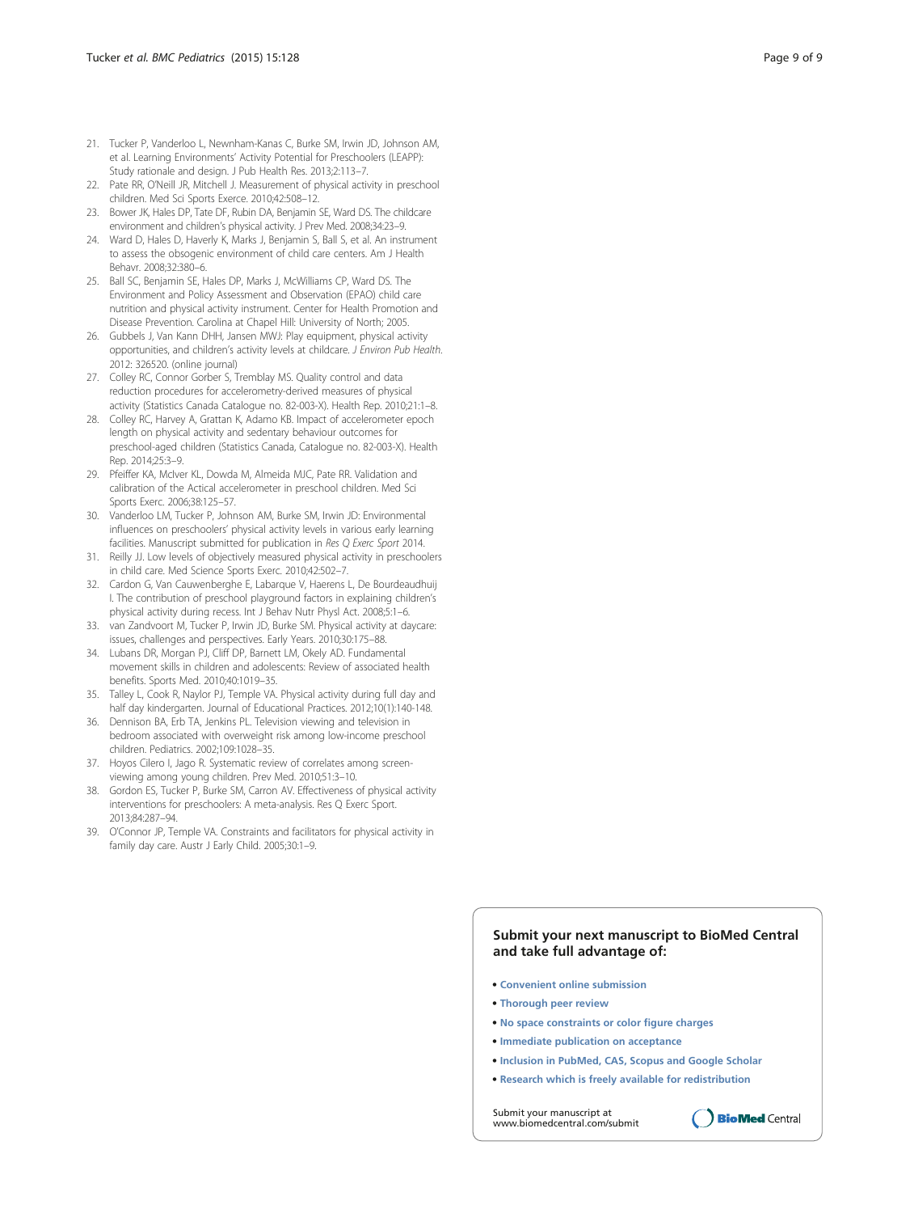21. Tucker P, Vanderloo L, Newnham-Kanas C, Burke SM, Irwin JD, Johnson AM, et al. Learning Environments' Activity Potential for Preschoolers (LEAPP): Study rationale and design. J Pub Health Res. 2013;2:113–7.
22. Pate RR, O'Neill JR, Mitchell J. Measurement of physical activity in preschool children. Med Sci Sports Exerce. 2010;42:508–12.
23. Bower JK, Hales DP, Tate DF, Rubin DA, Benjamin SE, Ward DS. The childcare environment and children's physical activity. J Prev Med. 2008;34:23–9.
24. Ward D, Hales D, Haverly K, Marks J, Benjamin S, Ball S, et al. An instrument to assess the obsogenic environment of child care centers. Am J Health Behavr. 2008;32:380–6.
25. Ball SC, Benjamin SE, Hales DP, Marks J, McWilliams CP, Ward DS. The Environment and Policy Assessment and Observation (EPAO) child care nutrition and physical activity instrument. Center for Health Promotion and Disease Prevention. Carolina at Chapel Hill: University of North; 2005.
26. Gubbels J, Van Kann DHH, Jansen MWJ: Play equipment, physical activity opportunities, and children's activity levels at childcare. *J Environ Pub Health*. 2012: 326520. (online journal)
27. Colley RC, Connor Gorber S, Tremblay MS. Quality control and data reduction procedures for accelerometry-derived measures of physical activity (Statistics Canada Catalogue no. 82-003-X). Health Rep. 2010;21:1–8.
28. Colley RC, Harvey A, Grattan K, Adamo KB. Impact of accelerometer epoch length on physical activity and sedentary behaviour outcomes for preschool-aged children (Statistics Canada, Catalogue no. 82-003-X). Health Rep. 2014;25:3–9.
29. Pfeiffer KA, McIver KL, Dowda M, Almeida MJC, Pate RR. Validation and calibration of the Actical accelerometer in preschool children. Med Sci Sports Exerc. 2006;38:125–57.
30. Vanderloo LM, Tucker P, Johnson AM, Burke SM, Irwin JD: Environmental influences on preschoolers' physical activity levels in various early learning facilities. Manuscript submitted for publication in *Res Q Exerc Sport* 2014.
31. Reilly JJ. Low levels of objectively measured physical activity in preschoolers in child care. Med Science Sports Exerc. 2010;42:502–7.
32. Cardon G, Van Cauwenberghe E, Labarque V, Haerens L, De Bourdeaudhuij I. The contribution of preschool playground factors in explaining children's physical activity during recess. Int J Behav Nutr Physl Act. 2008;5:1–6.
33. van Zandvoort M, Tucker P, Irwin JD, Burke SM. Physical activity at daycare: issues, challenges and perspectives. Early Years. 2010;30:175–88.
34. Lubans DR, Morgan PJ, Cliff DP, Barnett LM, Okely AD. Fundamental movement skills in children and adolescents: Review of associated health benefits. Sports Med. 2010;40:1019–35.
35. Talley L, Cook R, Naylor PJ, Temple VA. Physical activity during full day and half day kindergarten. Journal of Educational Practices. 2012;10(1):140-148.
36. Dennison BA, Erb TA, Jenkins PL. Television viewing and television in bedroom associated with overweight risk among low-income preschool children. Pediatrics. 2002;109:1028–35.
37. Hoyos Cilero I, Jago R. Systematic review of correlates among screen-viewing among young children. Prev Med. 2010;51:3–10.
38. Gordon ES, Tucker P, Burke SM, Carron AV. Effectiveness of physical activity interventions for preschoolers: A meta-analysis. Res Q Exerc Sport. 2013;84:287–94.
39. O'Connor JP, Temple VA. Constraints and facilitators for physical activity in family day care. Austr J Early Child. 2005;30:1–9.

**Submit your next manuscript to BioMed Central and take full advantage of:**

- **Convenient online submission**
- **Thorough peer review**
- **No space constraints or color figure charges**
- **Immediate publication on acceptance**
- **Inclusion in PubMed, CAS, Scopus and Google Scholar**
- **Research which is freely available for redistribution**

Submit your manuscript at
www.biomedcentral.com/submit

BioMed Central